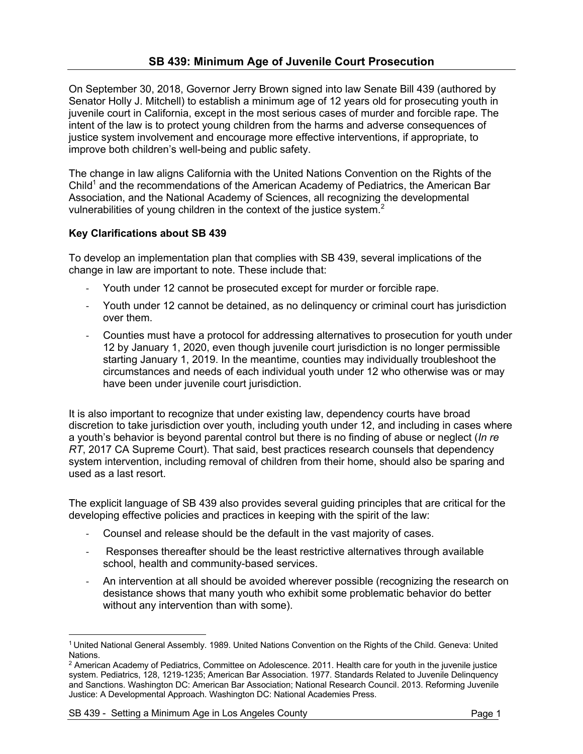## SB 439: Minimum Age of Juvenile Court Prosecution

On September 30, 2018, Governor Jerry Brown signed into law Senate Bill 439 (authored by Senator Holly J. Mitchell) to establish a minimum age of 12 years old for prosecuting youth in juvenile court in California, except in the most serious cases of murder and forcible rape. The intent of the law is to protect young children from the harms and adverse consequences of justice system involvement and encourage more effective interventions, if appropriate, to improve both children's well-being and public safety.

The change in law aligns California with the United Nations Convention on the Rights of the Child[1] and the recommendations of the American Academy of Pediatrics, the American Bar Association, and the National Academy of Sciences, all recognizing the developmental vulnerabilities of young children in the context of the justice system.[2]

**Key Clarifications about SB 439**

To develop an implementation plan that complies with SB 439, several implications of the change in law are important to note. These include that:

- Youth under 12 cannot be prosecuted except for murder or forcible rape.
- Youth under 12 cannot be detained, as no delinquency or criminal court has jurisdiction over them.
- Counties must have a protocol for addressing alternatives to prosecution for youth under 12 by January 1, 2020, even though juvenile court jurisdiction is no longer permissible starting January 1, 2019. In the meantime, counties may individually troubleshoot the circumstances and needs of each individual youth under 12 who otherwise was or may have been under juvenile court jurisdiction.

It is also important to recognize that under existing law, dependency courts have broad discretion to take jurisdiction over youth, including youth under 12, and including in cases where a youth's behavior is beyond parental control but there is no finding of abuse or neglect (*In re RT*, 2017 CA Supreme Court). That said, best practices research counsels that dependency system intervention, including removal of children from their home, should also be sparing and used as a last resort.

The explicit language of SB 439 also provides several guiding principles that are critical for the developing effective policies and practices in keeping with the spirit of the law:

- Counsel and release should be the default in the vast majority of cases.
- Responses thereafter should be the least restrictive alternatives through available school, health and community-based services.
- An intervention at all should be avoided wherever possible (recognizing the research on desistance shows that many youth who exhibit some problematic behavior do better without any intervention than with some).

---

[1] United National General Assembly. 1989. United Nations Convention on the Rights of the Child. Geneva: United Nations.

[2] American Academy of Pediatrics, Committee on Adolescence. 2011. Health care for youth in the juvenile justice system. Pediatrics, 128, 1219-1235; American Bar Association. 1977. Standards Related to Juvenile Delinquency and Sanctions. Washington DC: American Bar Association; National Research Council. 2013. Reforming Juvenile Justice: A Developmental Approach. Washington DC: National Academies Press.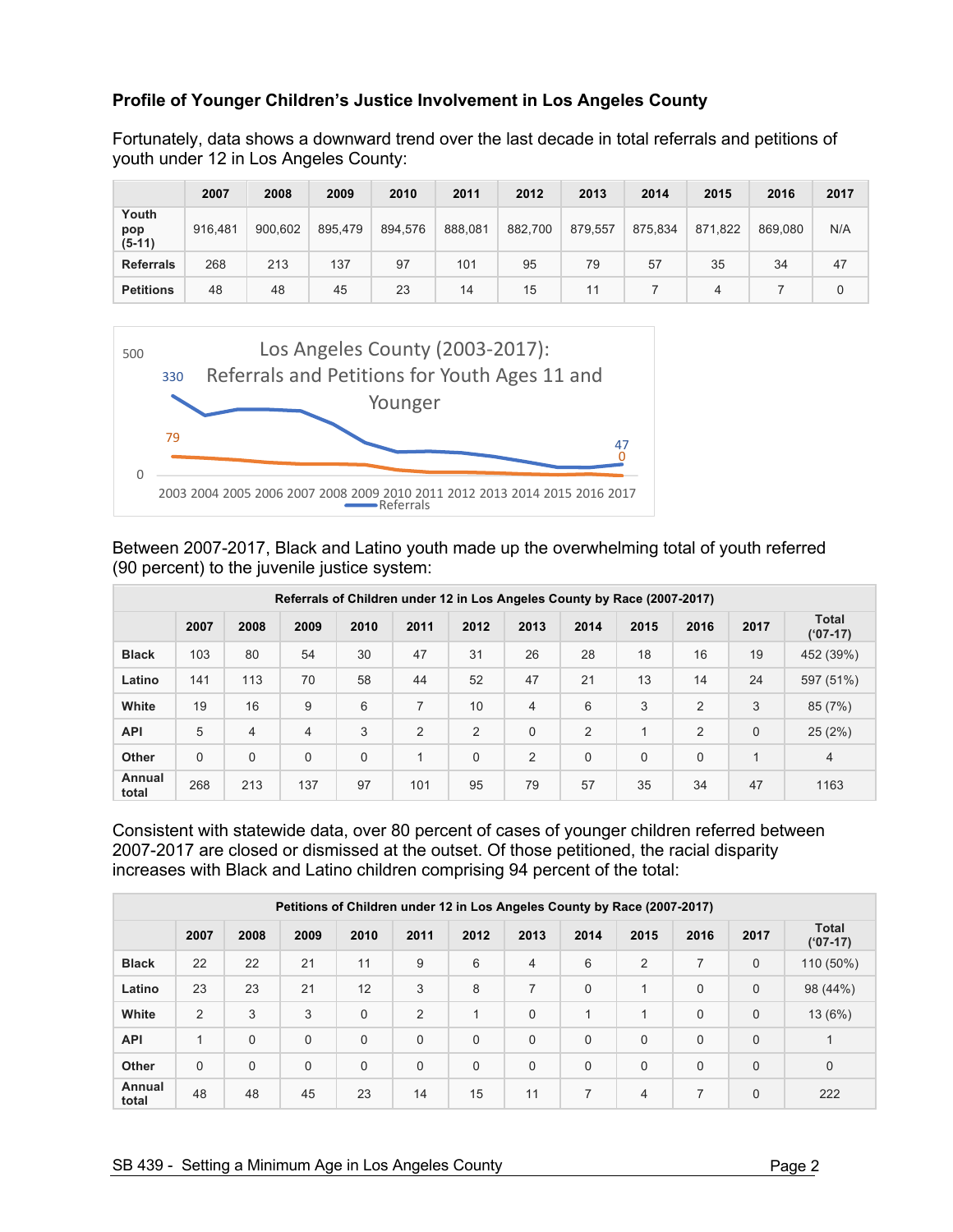### Profile of Younger Children's Justice Involvement in Los Angeles County

Fortunately, data shows a downward trend over the last decade in total referrals and petitions of youth under 12 in Los Angeles County:

| | 2007 | 2008 | 2009 | 2010 | 2011 | 2012 | 2013 | 2014 | 2015 | 2016 | 2017 |
|---|---|---|---|---|---|---|---|---|---|---|---|
| Youth pop (5-11) | 916,481 | 900,602 | 895,479 | 894,576 | 888,081 | 882,700 | 879,557 | 875,834 | 871,822 | 869,080 | N/A |
| Referrals | 268 | 213 | 137 | 97 | 101 | 95 | 79 | 57 | 35 | 34 | 47 |
| Petitions | 48 | 48 | 45 | 23 | 14 | 15 | 11 | 7 | 4 | 7 | 0 |

Los Angeles County (2003-2017): Referrals and Petitions for Youth Ages 11 and Younger

Between 2007-2017, Black and Latino youth made up the overwhelming total of youth referred (90 percent) to the juvenile justice system:

| Referrals of Children under 12 in Los Angeles County by Race (2007-2017) | | | | | | | | | | | | |
|---|---|---|---|---|---|---|---|---|---|---|---|---|
| | 2007 | 2008 | 2009 | 2010 | 2011 | 2012 | 2013 | 2014 | 2015 | 2016 | 2017 | Total ('07-17) |
| Black | 103 | 80 | 54 | 30 | 47 | 31 | 26 | 28 | 18 | 16 | 19 | 452 (39%) |
| Latino | 141 | 113 | 70 | 58 | 44 | 52 | 47 | 21 | 13 | 14 | 24 | 597 (51%) |
| White | 19 | 16 | 9 | 6 | 7 | 10 | 4 | 6 | 3 | 2 | 3 | 85 (7%) |
| API | 5 | 4 | 4 | 3 | 2 | 2 | 0 | 2 | 1 | 2 | 0 | 25 (2%) |
| Other | 0 | 0 | 0 | 0 | 1 | 0 | 2 | 0 | 0 | 0 | 1 | 4 |
| Annual total | 268 | 213 | 137 | 97 | 101 | 95 | 79 | 57 | 35 | 34 | 47 | 1163 |

Consistent with statewide data, over 80 percent of cases of younger children referred between 2007-2017 are closed or dismissed at the outset. Of those petitioned, the racial disparity increases with Black and Latino children comprising 94 percent of the total:

| Petitions of Children under 12 in Los Angeles County by Race (2007-2017) | | | | | | | | | | | | |
|---|---|---|---|---|---|---|---|---|---|---|---|---|
| | 2007 | 2008 | 2009 | 2010 | 2011 | 2012 | 2013 | 2014 | 2015 | 2016 | 2017 | Total ('07-17) |
| Black | 22 | 22 | 21 | 11 | 9 | 6 | 4 | 6 | 2 | 7 | 0 | 110 (50%) |
| Latino | 23 | 23 | 21 | 12 | 3 | 8 | 7 | 0 | 1 | 0 | 0 | 98 (44%) |
| White | 2 | 3 | 3 | 0 | 2 | 1 | 0 | 1 | 1 | 0 | 0 | 13 (6%) |
| API | 1 | 0 | 0 | 0 | 0 | 0 | 0 | 0 | 0 | 0 | 0 | 1 |
| Other | 0 | 0 | 0 | 0 | 0 | 0 | 0 | 0 | 0 | 0 | 0 | 0 |
| Annual total | 48 | 48 | 45 | 23 | 14 | 15 | 11 | 7 | 4 | 7 | 0 | 222 |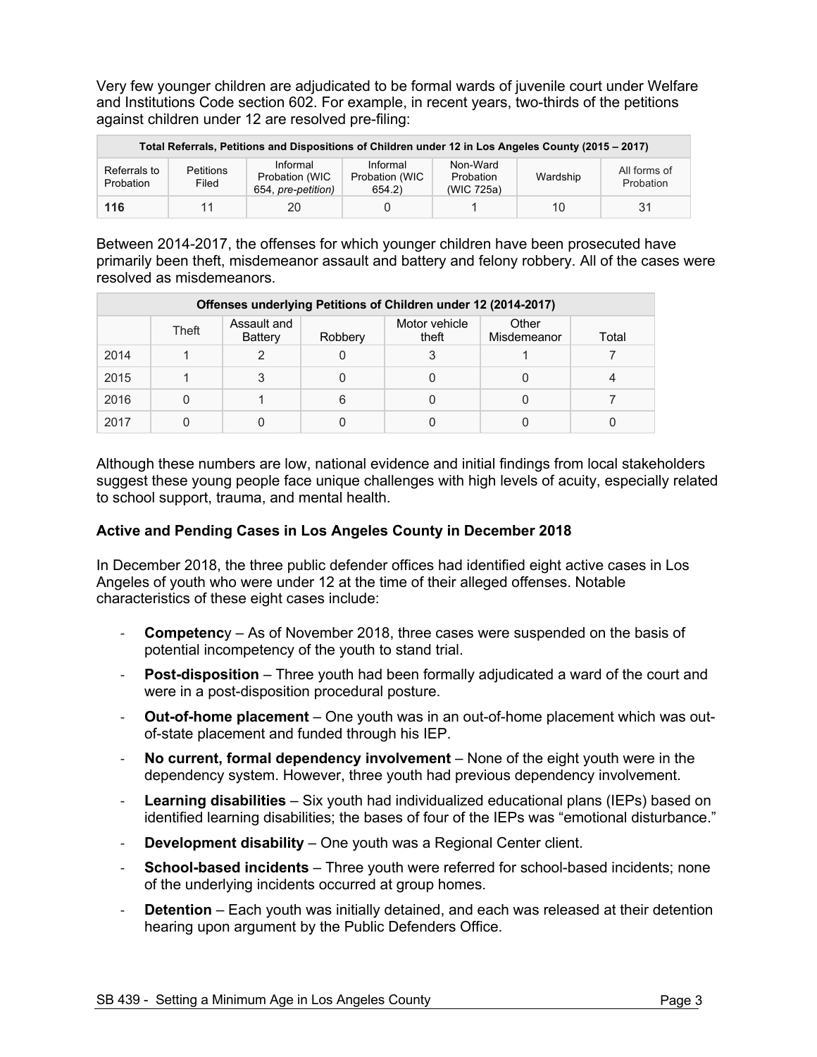Very few younger children are adjudicated to be formal wards of juvenile court under Welfare and Institutions Code section 602. For example, in recent years, two-thirds of the petitions against children under 12 are resolved pre-filing:

| Total Referrals, Petitions and Dispositions of Children under 12 in Los Angeles County (2015 – 2017) | | | | | | |
|---|---|---|---|---|---|---|
| Referrals to Probation | Petitions Filed | Informal Probation (WIC 654, *pre-petition)* | Informal Probation (WIC 654.2) | Non-Ward Probation (WIC 725a) | Wardship | All forms of Probation |
| **116** | 11 | 20 | 0 | 1 | 10 | 31 |

Between 2014-2017, the offenses for which younger children have been prosecuted have primarily been theft, misdemeanor assault and battery and felony robbery. All of the cases were resolved as misdemeanors.

| Offenses underlying Petitions of Children under 12 (2014-2017) | | | | | | |
|---|---|---|---|---|---|---|
| | Theft | Assault and Battery | Robbery | Motor vehicle theft | Other Misdemeanor | Total |
| 2014 | 1 | 2 | 0 | 3 | 1 | 7 |
| 2015 | 1 | 3 | 0 | 0 | 0 | 4 |
| 2016 | 0 | 1 | 6 | 0 | 0 | 7 |
| 2017 | 0 | 0 | 0 | 0 | 0 | 0 |

Although these numbers are low, national evidence and initial findings from local stakeholders suggest these young people face unique challenges with high levels of acuity, especially related to school support, trauma, and mental health.

**Active and Pending Cases in Los Angeles County in December 2018**

In December 2018, the three public defender offices had identified eight active cases in Los Angeles of youth who were under 12 at the time of their alleged offenses. Notable characteristics of these eight cases include:

- **Competency** – As of November 2018, three cases were suspended on the basis of potential incompetency of the youth to stand trial.
- **Post-disposition** – Three youth had been formally adjudicated a ward of the court and were in a post-disposition procedural posture.
- **Out-of-home placement** – One youth was in an out-of-home placement which was out-of-state placement and funded through his IEP.
- **No current, formal dependency involvement** – None of the eight youth were in the dependency system. However, three youth had previous dependency involvement.
- **Learning disabilities** – Six youth had individualized educational plans (IEPs) based on identified learning disabilities; the bases of four of the IEPs was "emotional disturbance."
- **Development disability** – One youth was a Regional Center client.
- **School-based incidents** – Three youth were referred for school-based incidents; none of the underlying incidents occurred at group homes.
- **Detention** – Each youth was initially detained, and each was released at their detention hearing upon argument by the Public Defenders Office.